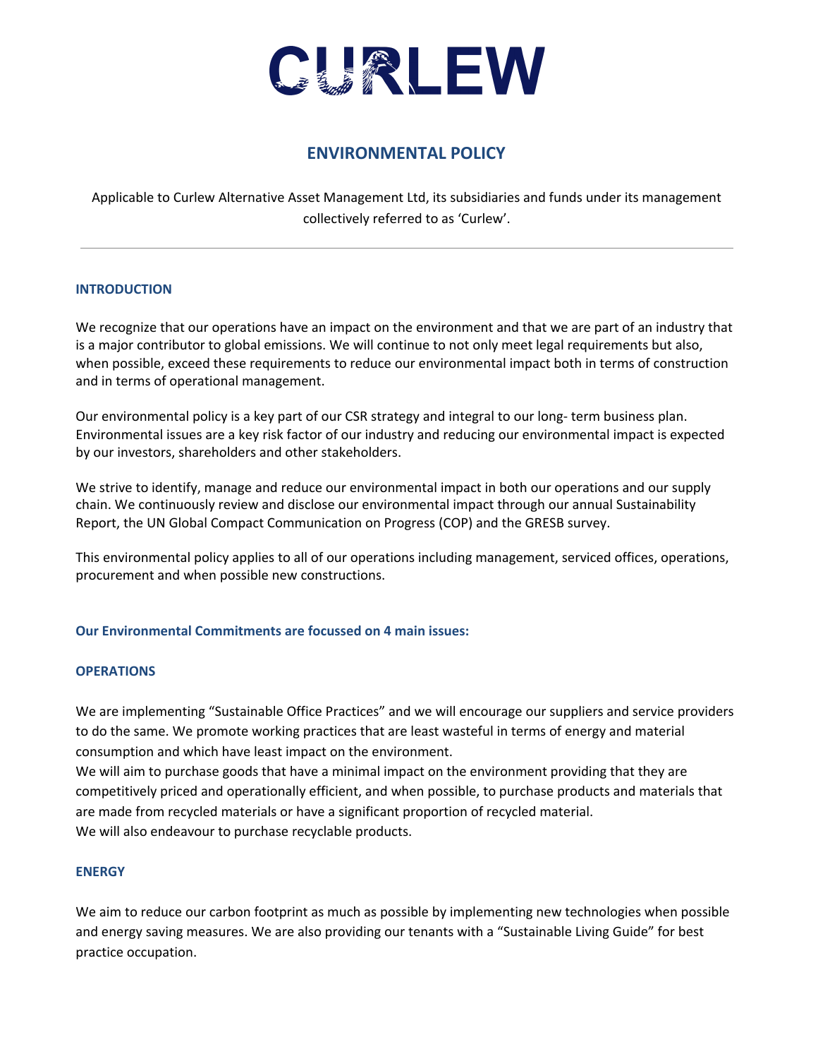# CURLEW

## ENVIRONMENTAL POLICY

Applicable to Curlew Alternative Asset Management Ltd, its subsidiaries and funds under its management collectively referred to as 'Curlew'.

---

### INTRODUCTION

We recognize that our operations have an impact on the environment and that we are part of an industry that is a major contributor to global emissions. We will continue to not only meet legal requirements but also, when possible, exceed these requirements to reduce our environmental impact both in terms of construction and in terms of operational management.

Our environmental policy is a key part of our CSR strategy and integral to our long- term business plan. Environmental issues are a key risk factor of our industry and reducing our environmental impact is expected by our investors, shareholders and other stakeholders.

We strive to identify, manage and reduce our environmental impact in both our operations and our supply chain. We continuously review and disclose our environmental impact through our annual Sustainability Report, the UN Global Compact Communication on Progress (COP) and the GRESB survey.

This environmental policy applies to all of our operations including management, serviced offices, operations, procurement and when possible new constructions.

### Our Environmental Commitments are focussed on 4 main issues:

### OPERATIONS

We are implementing "Sustainable Office Practices" and we will encourage our suppliers and service providers to do the same. We promote working practices that are least wasteful in terms of energy and material consumption and which have least impact on the environment.
We will aim to purchase goods that have a minimal impact on the environment providing that they are competitively priced and operationally efficient, and when possible, to purchase products and materials that are made from recycled materials or have a significant proportion of recycled material.
We will also endeavour to purchase recyclable products.

### ENERGY

We aim to reduce our carbon footprint as much as possible by implementing new technologies when possible and energy saving measures. We are also providing our tenants with a "Sustainable Living Guide" for best practice occupation.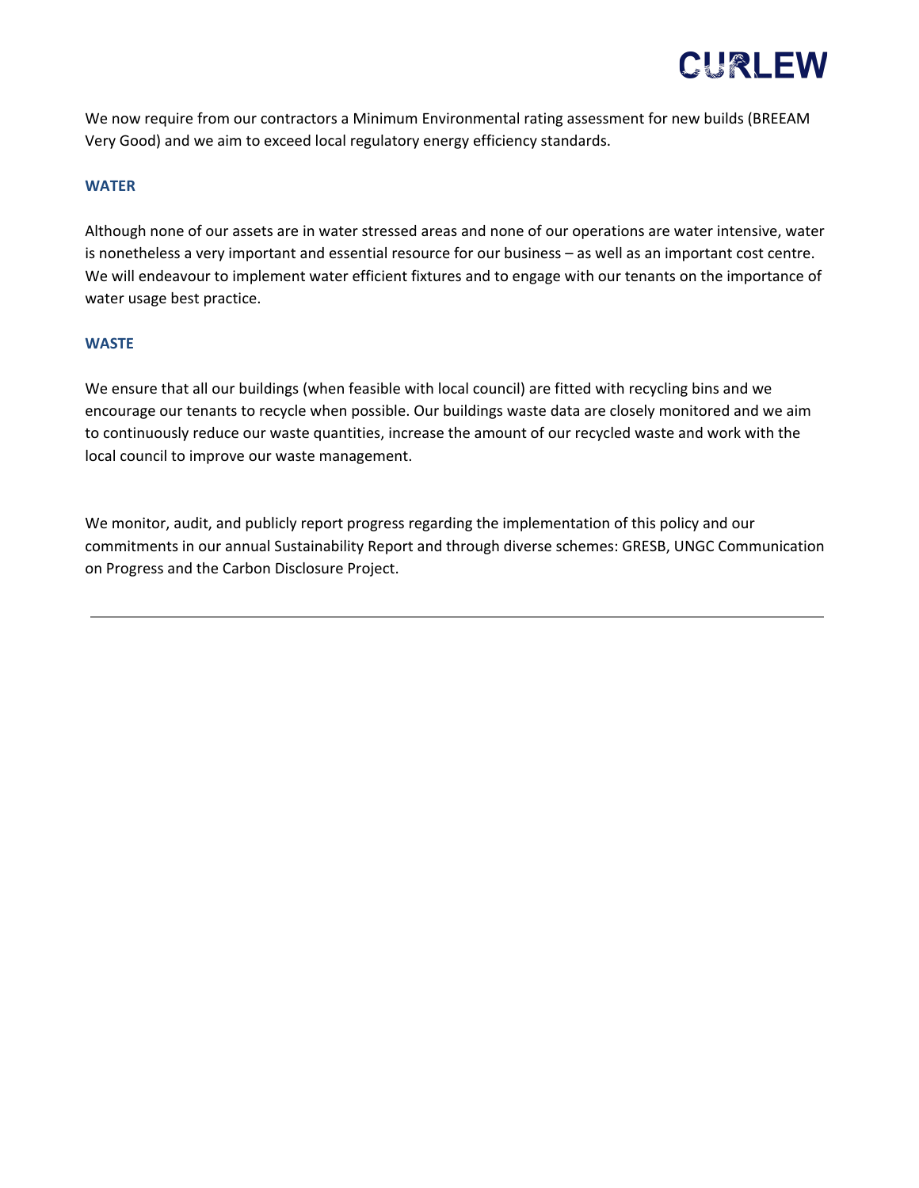We now require from our contractors a Minimum Environmental rating assessment for new builds (BREEAM Very Good) and we aim to exceed local regulatory energy efficiency standards.

### WATER

Although none of our assets are in water stressed areas and none of our operations are water intensive, water is nonetheless a very important and essential resource for our business – as well as an important cost centre. We will endeavour to implement water efficient fixtures and to engage with our tenants on the importance of water usage best practice.

### WASTE

We ensure that all our buildings (when feasible with local council) are fitted with recycling bins and we encourage our tenants to recycle when possible. Our buildings waste data are closely monitored and we aim to continuously reduce our waste quantities, increase the amount of our recycled waste and work with the local council to improve our waste management.

We monitor, audit, and publicly report progress regarding the implementation of this policy and our commitments in our annual Sustainability Report and through diverse schemes: GRESB, UNGC Communication on Progress and the Carbon Disclosure Project.

---